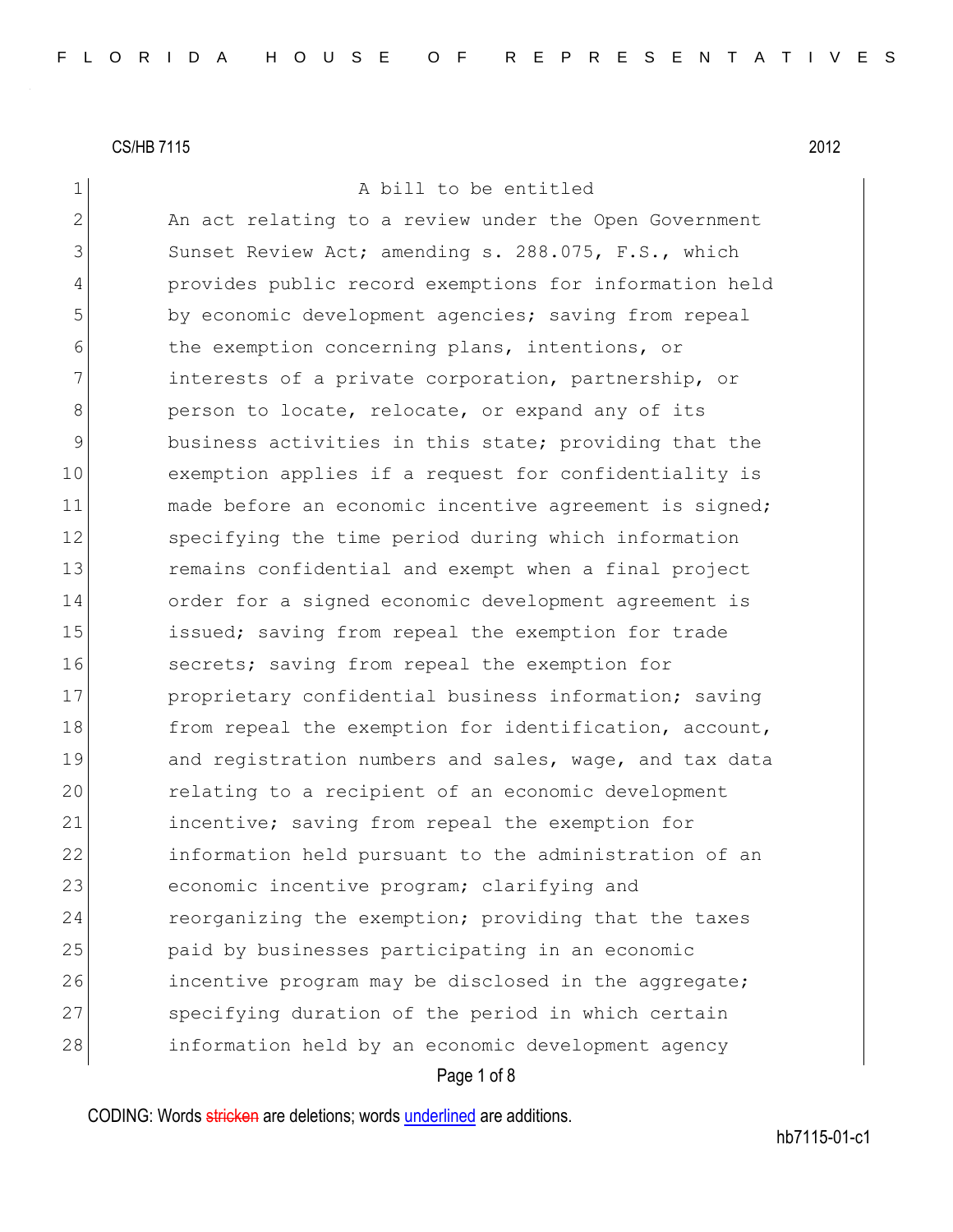CS/HB 7115 2012

A bill to be entitled

An act relating to a review under the Open Government Sunset Review Act; amending s. 288.075, F.S., which provides public record exemptions for information held by economic development agencies; saving from repeal the exemption concerning plans, intentions, or interests of a private corporation, partnership, or person to locate, relocate, or expand any of its business activities in this state; providing that the exemption applies if a request for confidentiality is made before an economic incentive agreement is signed; specifying the time period during which information remains confidential and exempt when a final project order for a signed economic development agreement is issued; saving from repeal the exemption for trade secrets; saving from repeal the exemption for proprietary confidential business information; saving from repeal the exemption for identification, account, and registration numbers and sales, wage, and tax data relating to a recipient of an economic development incentive; saving from repeal the exemption for information held pursuant to the administration of an economic incentive program; clarifying and reorganizing the exemption; providing that the taxes paid by businesses participating in an economic incentive program may be disclosed in the aggregate; specifying duration of the period in which certain information held by an economic development agency

CODING: Words ~~stricken~~ are deletions; words underlined are additions.

hb7115-01-c1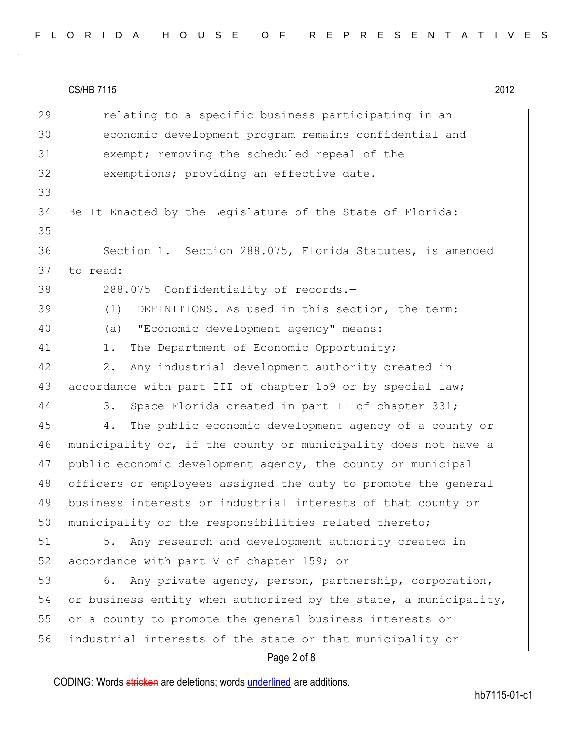relating to a specific business participating in an economic development program remains confidential and exempt; removing the scheduled repeal of the exemptions; providing an effective date.

Be It Enacted by the Legislature of the State of Florida:

Section 1. Section 288.075, Florida Statutes, is amended to read:

288.075 Confidentiality of records.—

(1) DEFINITIONS.—As used in this section, the term:

(a) "Economic development agency" means:

1. The Department of Economic Opportunity;

2. Any industrial development authority created in accordance with part III of chapter 159 or by special law;

3. Space Florida created in part II of chapter 331;

4. The public economic development agency of a county or municipality or, if the county or municipality does not have a public economic development agency, the county or municipal officers or employees assigned the duty to promote the general business interests or industrial interests of that county or municipality or the responsibilities related thereto;

5. Any research and development authority created in accordance with part V of chapter 159; or

6. Any private agency, person, partnership, corporation, or business entity when authorized by the state, a municipality, or a county to promote the general business interests or industrial interests of the state or that municipality or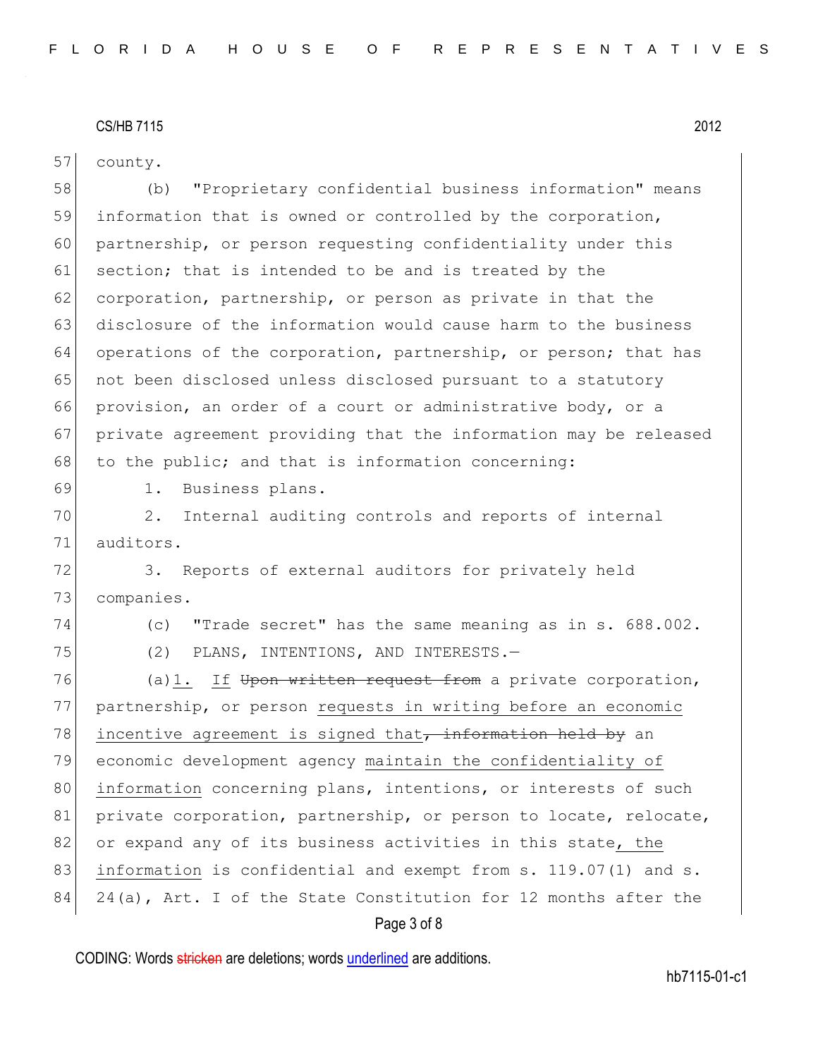county.

(b) "Proprietary confidential business information" means information that is owned or controlled by the corporation, partnership, or person requesting confidentiality under this section; that is intended to be and is treated by the corporation, partnership, or person as private in that the disclosure of the information would cause harm to the business operations of the corporation, partnership, or person; that has not been disclosed unless disclosed pursuant to a statutory provision, an order of a court or administrative body, or a private agreement providing that the information may be released to the public; and that is information concerning:

1. Business plans.

2. Internal auditing controls and reports of internal auditors.

3. Reports of external auditors for privately held companies.

(c) "Trade secret" has the same meaning as in s. 688.002.

(2) PLANS, INTENTIONS, AND INTERESTS.—

(a)<u>1.</u> <u>If</u> ~~Upon written request from~~ a private corporation, partnership, or person <u>requests in writing before an economic incentive agreement is signed that</u>~~, information held by~~ an economic development agency <u>maintain the confidentiality of information</u> concerning plans, intentions, or interests of such private corporation, partnership, or person to locate, relocate, or expand any of its business activities in this state<u>, the information</u> is confidential and exempt from s. 119.07(1) and s. 24(a), Art. I of the State Constitution for 12 months after the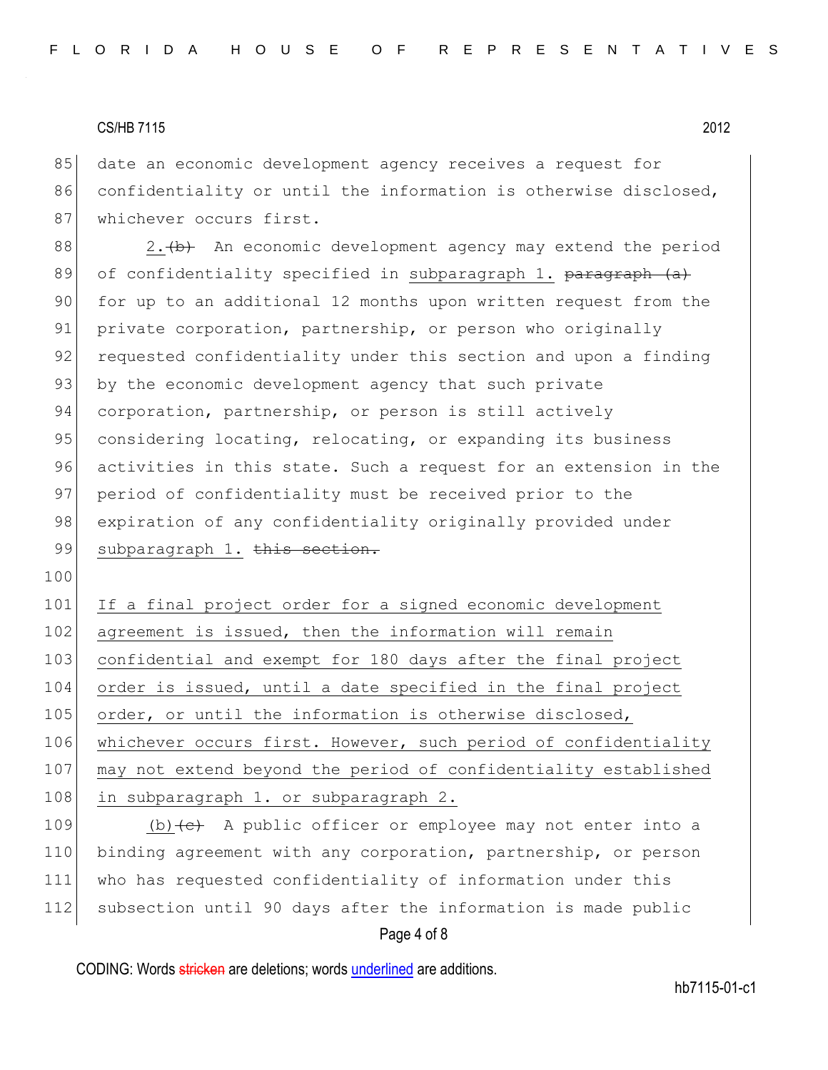date an economic development agency receives a request for confidentiality or until the information is otherwise disclosed, whichever occurs first.

2. ~~(b)~~ An economic development agency may extend the period of confidentiality specified in <u>subparagraph 1.</u> ~~paragraph (a)~~ for up to an additional 12 months upon written request from the private corporation, partnership, or person who originally requested confidentiality under this section and upon a finding by the economic development agency that such private corporation, partnership, or person is still actively considering locating, relocating, or expanding its business activities in this state. Such a request for an extension in the period of confidentiality must be received prior to the expiration of any confidentiality originally provided under <u>subparagraph 1.</u> ~~this section.~~

<u>If a final project order for a signed economic development agreement is issued, then the information will remain confidential and exempt for 180 days after the final project order is issued, until a date specified in the final project order, or until the information is otherwise disclosed, whichever occurs first. However, such period of confidentiality may not extend beyond the period of confidentiality established in subparagraph 1. or subparagraph 2.</u>

<u>(b)</u> ~~(c)~~ A public officer or employee may not enter into a binding agreement with any corporation, partnership, or person who has requested confidentiality of information under this subsection until 90 days after the information is made public

CODING: Words ~~stricken~~ are deletions; words <u>underlined</u> are additions.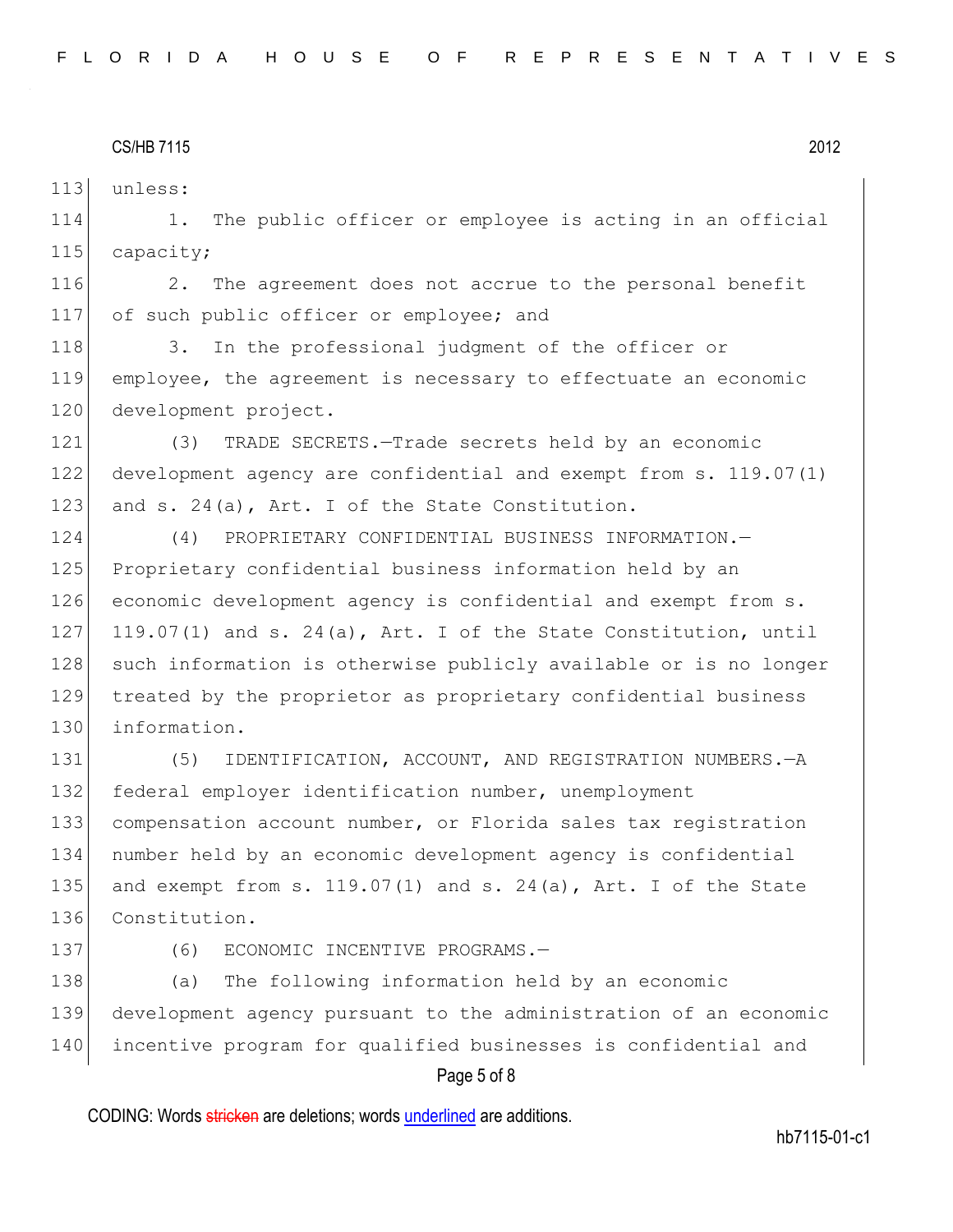unless:

1. The public officer or employee is acting in an official capacity;

2. The agreement does not accrue to the personal benefit of such public officer or employee; and

3. In the professional judgment of the officer or employee, the agreement is necessary to effectuate an economic development project.

(3) TRADE SECRETS.—Trade secrets held by an economic development agency are confidential and exempt from s. 119.07(1) and s. 24(a), Art. I of the State Constitution.

(4) PROPRIETARY CONFIDENTIAL BUSINESS INFORMATION.—Proprietary confidential business information held by an economic development agency is confidential and exempt from s. 119.07(1) and s. 24(a), Art. I of the State Constitution, until such information is otherwise publicly available or is no longer treated by the proprietor as proprietary confidential business information.

(5) IDENTIFICATION, ACCOUNT, AND REGISTRATION NUMBERS.—A federal employer identification number, unemployment compensation account number, or Florida sales tax registration number held by an economic development agency is confidential and exempt from s. 119.07(1) and s. 24(a), Art. I of the State Constitution.

(6) ECONOMIC INCENTIVE PROGRAMS.—

(a) The following information held by an economic development agency pursuant to the administration of an economic incentive program for qualified businesses is confidential and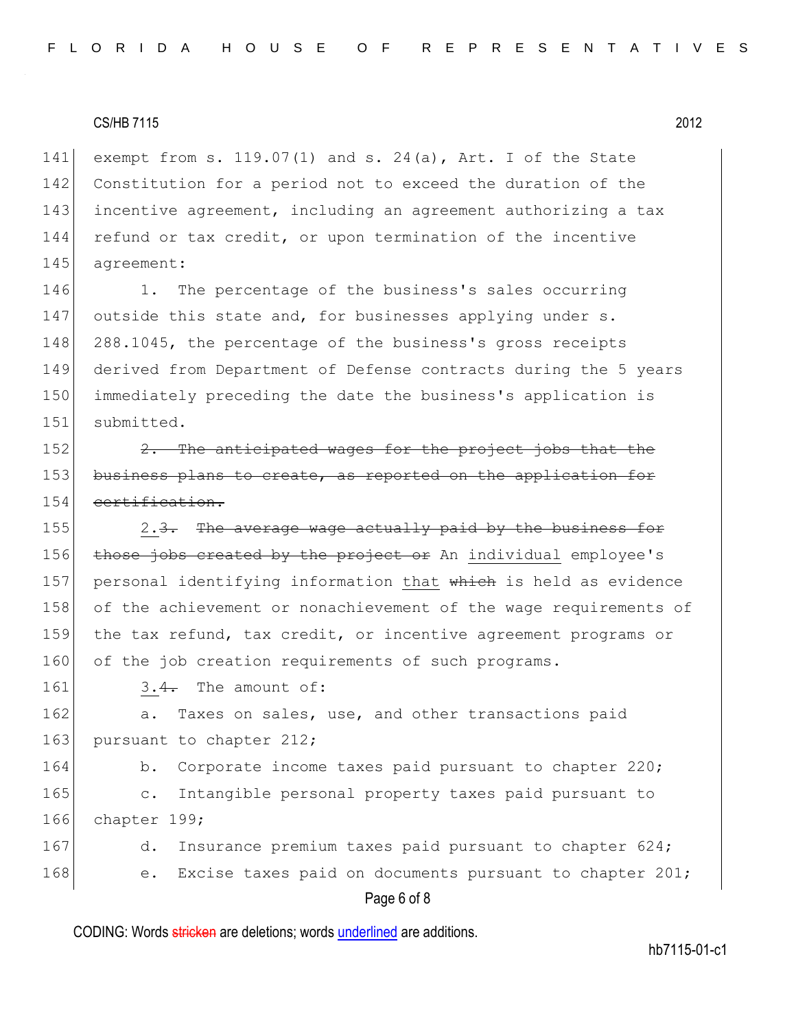exempt from s. 119.07(1) and s. 24(a), Art. I of the State Constitution for a period not to exceed the duration of the incentive agreement, including an agreement authorizing a tax refund or tax credit, or upon termination of the incentive agreement:

1. The percentage of the business's sales occurring outside this state and, for businesses applying under s. 288.1045, the percentage of the business's gross receipts derived from Department of Defense contracts during the 5 years immediately preceding the date the business's application is submitted.

~~2. The anticipated wages for the project jobs that the business plans to create, as reported on the application for certification.~~

2.~~3.~~ ~~The average wage actually paid by the business for those jobs created by the project or~~ An individual employee's personal identifying information that ~~which~~ is held as evidence of the achievement or nonachievement of the wage requirements of the tax refund, tax credit, or incentive agreement programs or of the job creation requirements of such programs.

3.~~4.~~ The amount of:

a. Taxes on sales, use, and other transactions paid pursuant to chapter 212;

b. Corporate income taxes paid pursuant to chapter 220;

c. Intangible personal property taxes paid pursuant to chapter 199;

d. Insurance premium taxes paid pursuant to chapter 624;

e. Excise taxes paid on documents pursuant to chapter 201;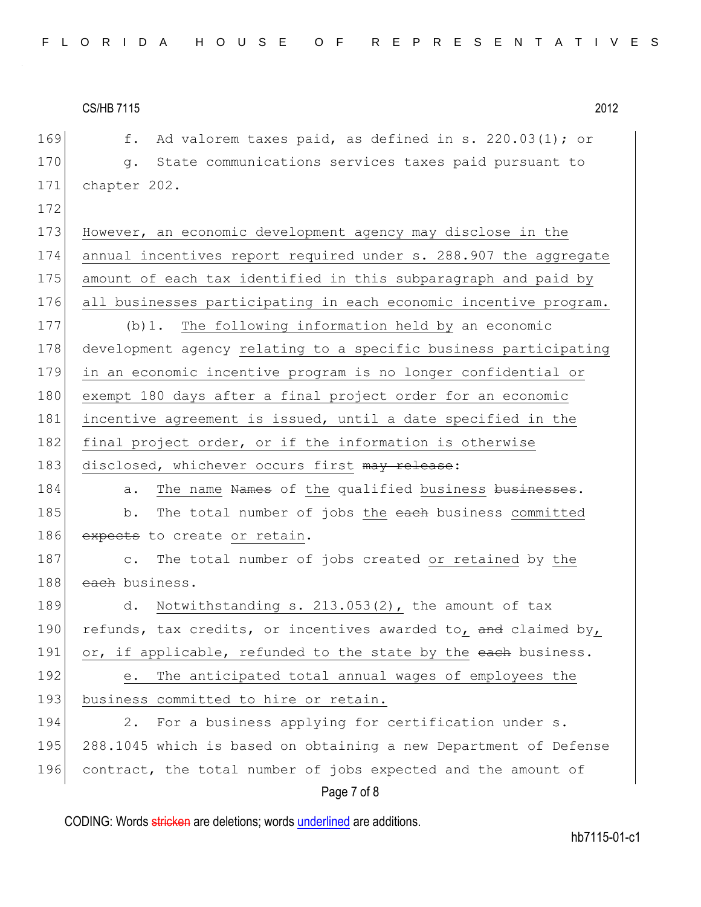169 f. Ad valorem taxes paid, as defined in s. 220.03(1); or

170 g. State communications services taxes paid pursuant to

171 chapter 202.

172

173 However, an economic development agency may disclose in the

174 annual incentives report required under s. 288.907 the aggregate

175 amount of each tax identified in this subparagraph and paid by

176 all businesses participating in each economic incentive program.

177 (b)1. The following information held by an economic

178 development agency relating to a specific business participating

179 in an economic incentive program is no longer confidential or

180 exempt 180 days after a final project order for an economic

181 incentive agreement is issued, until a date specified in the

182 final project order, or if the information is otherwise

183 disclosed, whichever occurs first ~~may release~~:

184 a. The name ~~Names~~ of the qualified business ~~businesses~~.

185 b. The total number of jobs the ~~each~~ business committed

186 ~~expects~~ to create or retain.

187 c. The total number of jobs created or retained by the

188 ~~each~~ business.

189 d. Notwithstanding s. 213.053(2), the amount of tax

190 refunds, tax credits, or incentives awarded to, ~~and~~ claimed by,

191 or, if applicable, refunded to the state by the ~~each~~ business.

192 e. The anticipated total annual wages of employees the

193 business committed to hire or retain.

194 2. For a business applying for certification under s.

195 288.1045 which is based on obtaining a new Department of Defense

196 contract, the total number of jobs expected and the amount of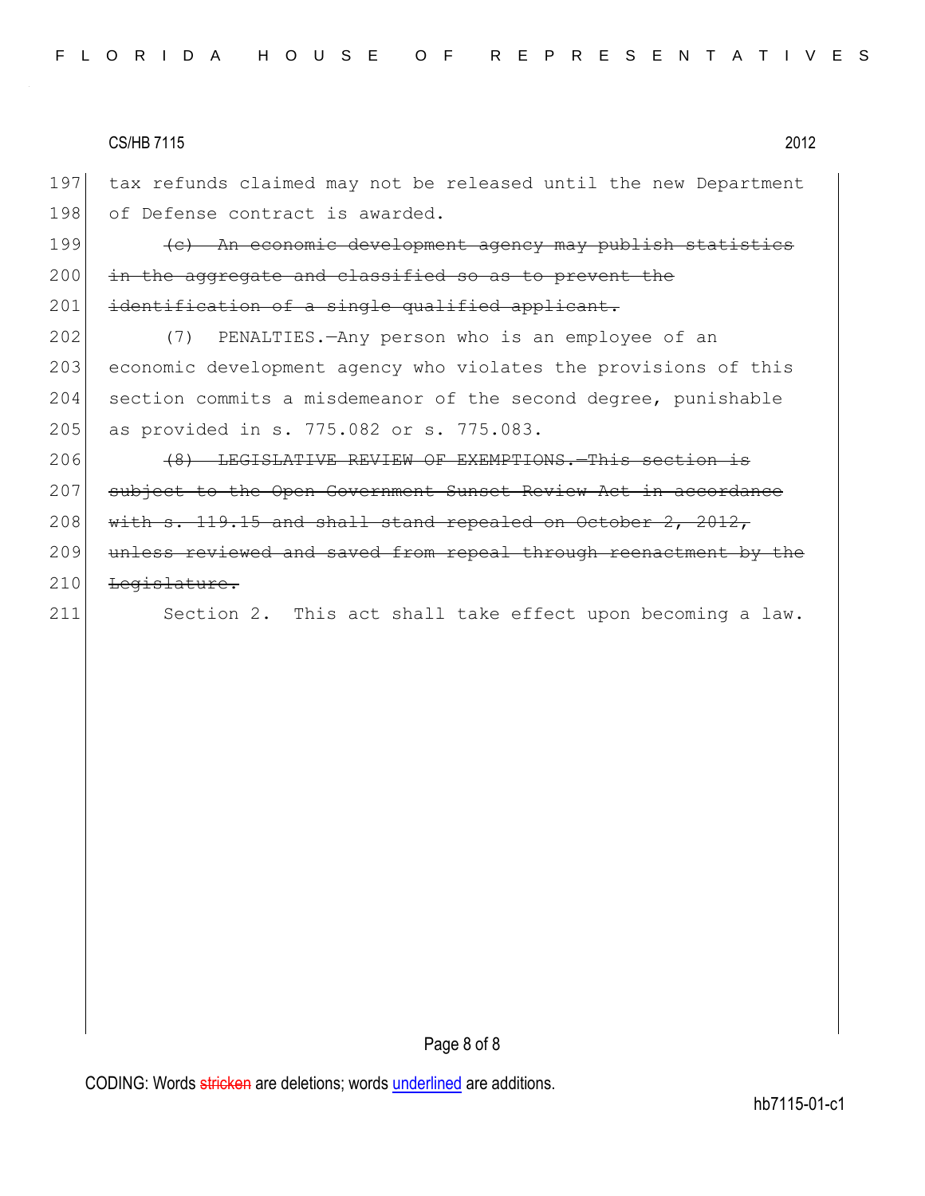tax refunds claimed may not be released until the new Department of Defense contract is awarded.

~~(c) An economic development agency may publish statistics in the aggregate and classified so as to prevent the identification of a single qualified applicant.~~

(7) PENALTIES.—Any person who is an employee of an economic development agency who violates the provisions of this section commits a misdemeanor of the second degree, punishable as provided in s. 775.082 or s. 775.083.

~~(8) LEGISLATIVE REVIEW OF EXEMPTIONS.—This section is subject to the Open Government Sunset Review Act in accordance with s. 119.15 and shall stand repealed on October 2, 2012, unless reviewed and saved from repeal through reenactment by the Legislature.~~

Section 2. This act shall take effect upon becoming a law.

CODING: Words ~~stricken~~ are deletions; words <u>underlined</u> are additions.